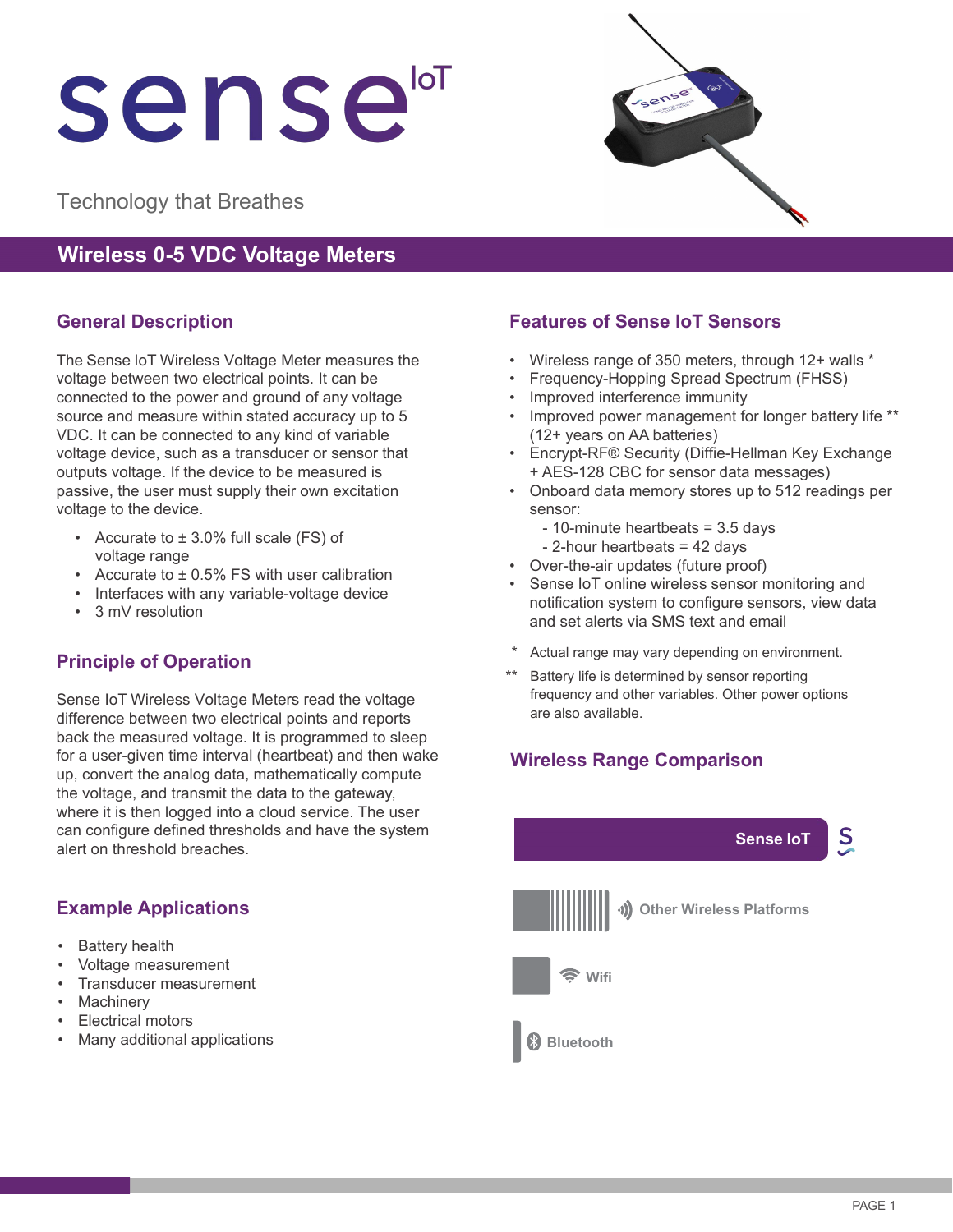# sense IoT

Technology that Breathes

## Wireless 0-5 VDC Voltage Meters

### General Description

The Sense IoT Wireless Voltage Meter measures the voltage between two electrical points. It can be connected to the power and ground of any voltage source and measure within stated accuracy up to 5 VDC. It can be connected to any kind of variable voltage device, such as a transducer or sensor that outputs voltage. If the device to be measured is passive, the user must supply their own excitation voltage to the device.

- Accurate to ± 3.0% full scale (FS) of voltage range
- Accurate to ± 0.5% FS with user calibration
- Interfaces with any variable-voltage device
- 3 mV resolution

### Principle of Operation

Sense IoT Wireless Voltage Meters read the voltage difference between two electrical points and reports back the measured voltage. It is programmed to sleep for a user-given time interval (heartbeat) and then wake up, convert the analog data, mathematically compute the voltage, and transmit the data to the gateway, where it is then logged into a cloud service. The user can configure defined thresholds and have the system alert on threshold breaches.

### Example Applications

- Battery health
- Voltage measurement
- Transducer measurement
- Machinery
- Electrical motors
- Many additional applications

### Features of Sense IoT Sensors

- Wireless range of 350 meters, through 12+ walls *
- Frequency-Hopping Spread Spectrum (FHSS)
- Improved interference immunity
- Improved power management for longer battery life ** (12+ years on AA batteries)
- Encrypt-RF® Security (Diffie-Hellman Key Exchange + AES-128 CBC for sensor data messages)
- Onboard data memory stores up to 512 readings per sensor:
  - 10-minute heartbeats = 3.5 days
  - 2-hour heartbeats = 42 days
- Over-the-air updates (future proof)
- Sense IoT online wireless sensor monitoring and notification system to configure sensors, view data and set alerts via SMS text and email

\* Actual range may vary depending on environment.

\*\* Battery life is determined by sensor reporting frequency and other variables. Other power options are also available.

### Wireless Range Comparison

- Sense IoT
- Other Wireless Platforms
- Wifi
- Bluetooth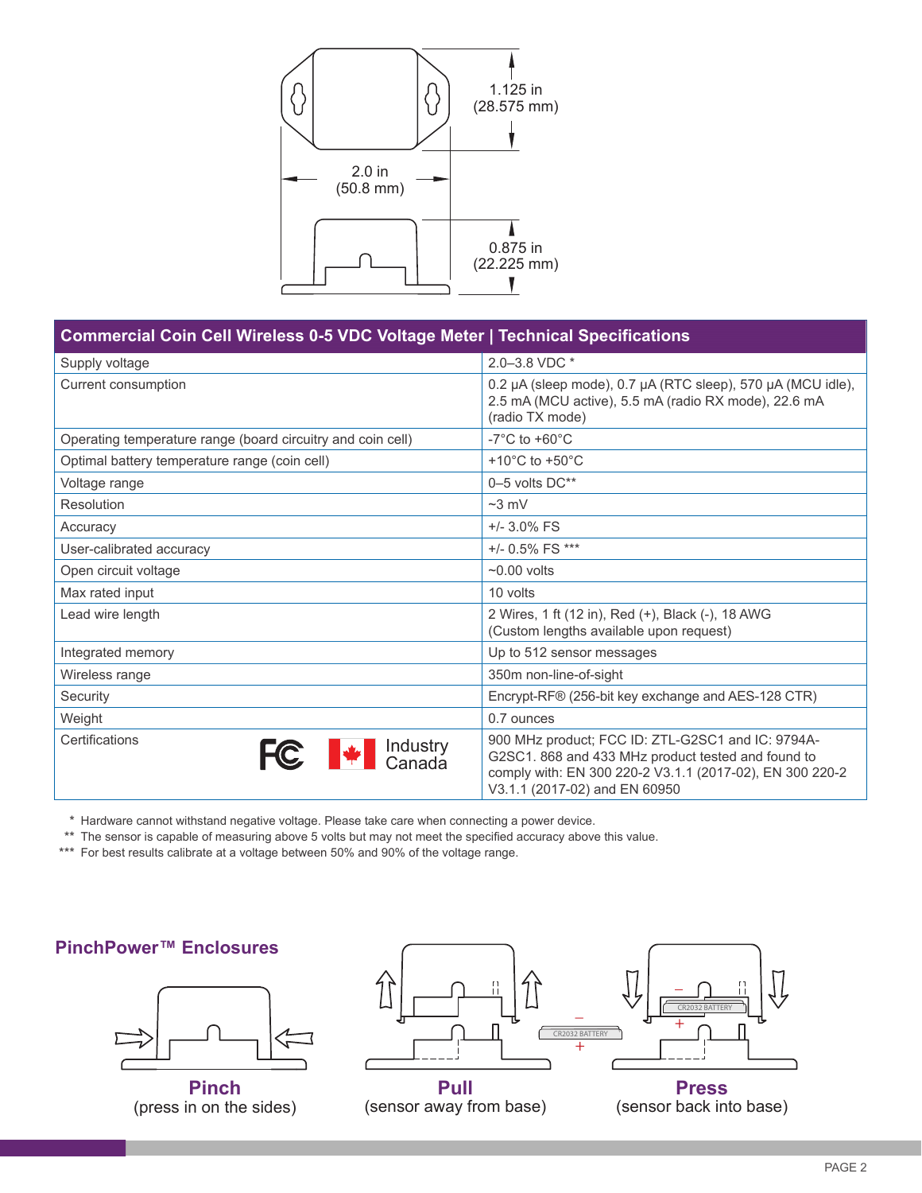1.125 in (28.575 mm)

2.0 in (50.8 mm)

0.875 in (22.225 mm)

| Commercial Coin Cell Wireless 0-5 VDC Voltage Meter \| Technical Specifications | |
|---|---|
| Supply voltage | 2.0–3.8 VDC * |
| Current consumption | 0.2 µA (sleep mode), 0.7 µA (RTC sleep), 570 µA (MCU idle), 2.5 mA (MCU active), 5.5 mA (radio RX mode), 22.6 mA (radio TX mode) |
| Operating temperature range (board circuitry and coin cell) | -7°C to +60°C |
| Optimal battery temperature range (coin cell) | +10°C to +50°C |
| Voltage range | 0–5 volts DC** |
| Resolution | ~3 mV |
| Accuracy | +/- 3.0% FS |
| User-calibrated accuracy | +/- 0.5% FS *** |
| Open circuit voltage | ~0.00 volts |
| Max rated input | 10 volts |
| Lead wire length | 2 Wires, 1 ft (12 in), Red (+), Black (-), 18 AWG (Custom lengths available upon request) |
| Integrated memory | Up to 512 sensor messages |
| Wireless range | 350m non-line-of-sight |
| Security | Encrypt-RF® (256-bit key exchange and AES-128 CTR) |
| Weight | 0.7 ounces |
| Certifications FC Industry Canada | 900 MHz product; FCC ID: ZTL-G2SC1 and IC: 9794A-G2SC1. 868 and 433 MHz product tested and found to comply with: EN 300 220-2 V3.1.1 (2017-02), EN 300 220-2 V3.1.1 (2017-02) and EN 60950 |

\* Hardware cannot withstand negative voltage. Please take care when connecting a power device.

\*\* The sensor is capable of measuring above 5 volts but may not meet the specified accuracy above this value.

\*\*\* For best results calibrate at a voltage between 50% and 90% of the voltage range.

## PinchPower™ Enclosures

**Pinch**
(press in on the sides)

**Pull**
(sensor away from base)

**Press**
(sensor back into base)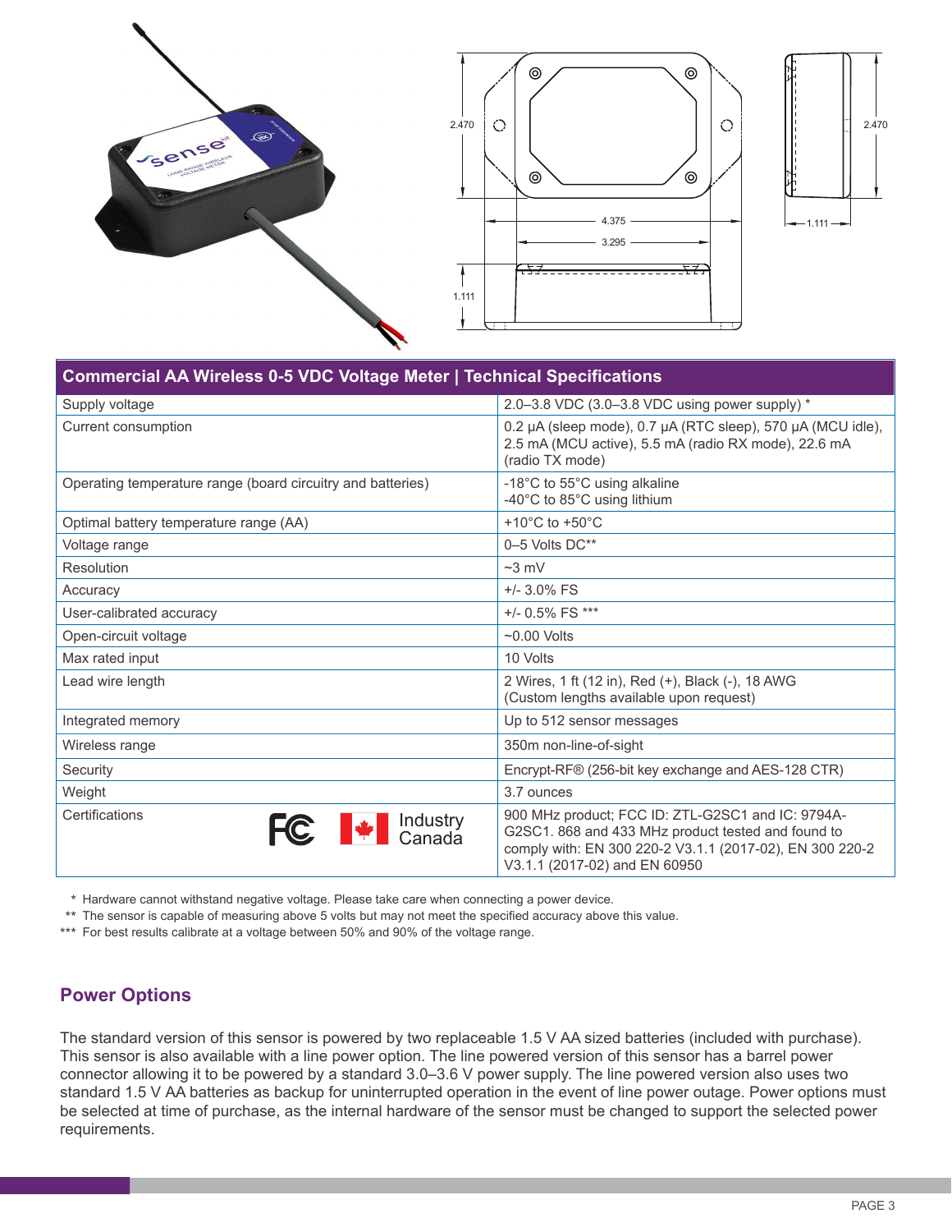## Commercial AA Wireless 0-5 VDC Voltage Meter | Technical Specifications

| Specification | Value |
| --- | --- |
| Supply voltage | 2.0–3.8 VDC (3.0–3.8 VDC using power supply) * |
| Current consumption | 0.2 µA (sleep mode), 0.7 µA (RTC sleep), 570 µA (MCU idle), 2.5 mA (MCU active), 5.5 mA (radio RX mode), 22.6 mA (radio TX mode) |
| Operating temperature range (board circuitry and batteries) | -18°C to 55°C using alkaline<br>-40°C to 85°C using lithium |
| Optimal battery temperature range (AA) | +10°C to +50°C |
| Voltage range | 0–5 Volts DC** |
| Resolution | ~3 mV |
| Accuracy | +/- 3.0% FS |
| User-calibrated accuracy | +/- 0.5% FS *** |
| Open-circuit voltage | ~0.00 Volts |
| Max rated input | 10 Volts |
| Lead wire length | 2 Wires, 1 ft (12 in), Red (+), Black (-), 18 AWG<br>(Custom lengths available upon request) |
| Integrated memory | Up to 512 sensor messages |
| Wireless range | 350m non-line-of-sight |
| Security | Encrypt-RF® (256-bit key exchange and AES-128 CTR) |
| Weight | 3.7 ounces |
| Certifications (FC, Industry Canada) | 900 MHz product; FCC ID: ZTL-G2SC1 and IC: 9794A-G2SC1. 868 and 433 MHz product tested and found to comply with: EN 300 220-2 V3.1.1 (2017-02), EN 300 220-2 V3.1.1 (2017-02) and EN 60950 |

* Hardware cannot withstand negative voltage. Please take care when connecting a power device.
** The sensor is capable of measuring above 5 volts but may not meet the specified accuracy above this value.
*** For best results calibrate at a voltage between 50% and 90% of the voltage range.

## Power Options

The standard version of this sensor is powered by two replaceable 1.5 V AA sized batteries (included with purchase). This sensor is also available with a line power option. The line powered version of this sensor has a barrel power connector allowing it to be powered by a standard 3.0–3.6 V power supply. The line powered version also uses two standard 1.5 V AA batteries as backup for uninterrupted operation in the event of line power outage. Power options must be selected at time of purchase, as the internal hardware of the sensor must be changed to support the selected power requirements.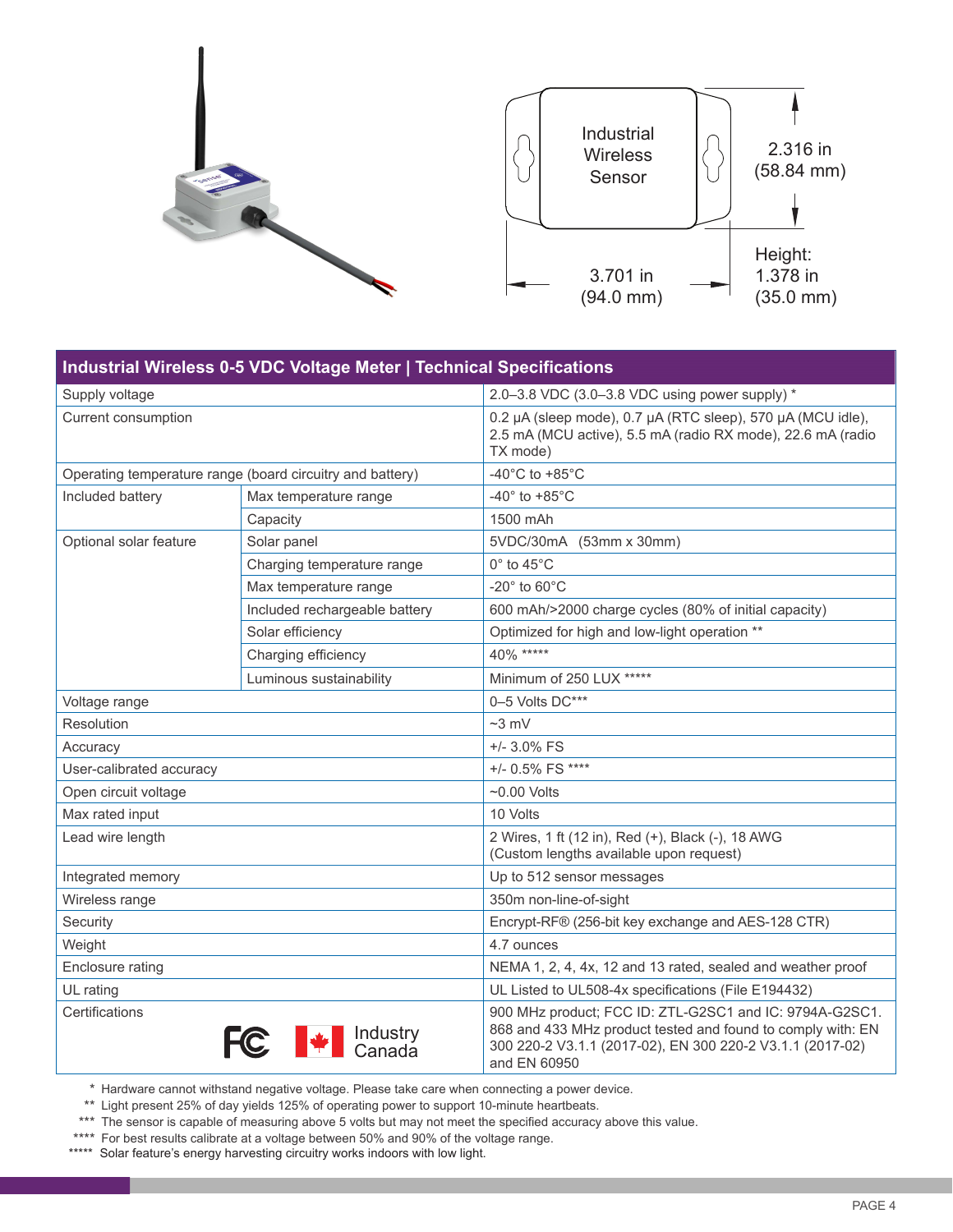Industrial Wireless Sensor

2.316 in (58.84 mm)

3.701 in (94.0 mm)

Height: 1.378 in (35.0 mm)

| Industrial Wireless 0-5 VDC Voltage Meter \| Technical Specifications | | |
|---|---|---|
| Supply voltage | | 2.0–3.8 VDC (3.0–3.8 VDC using power supply) * |
| Current consumption | | 0.2 µA (sleep mode), 0.7 µA (RTC sleep), 570 µA (MCU idle), 2.5 mA (MCU active), 5.5 mA (radio RX mode), 22.6 mA (radio TX mode) |
| Operating temperature range (board circuitry and battery) | | -40°C to +85°C |
| Included battery | Max temperature range | -40° to +85°C |
| | Capacity | 1500 mAh |
| Optional solar feature | Solar panel | 5VDC/30mA (53mm x 30mm) |
| | Charging temperature range | 0° to 45°C |
| | Max temperature range | -20° to 60°C |
| | Included rechargeable battery | 600 mAh/>2000 charge cycles (80% of initial capacity) |
| | Solar efficiency | Optimized for high and low-light operation ** |
| | Charging efficiency | 40% ***** |
| | Luminous sustainability | Minimum of 250 LUX ***** |
| Voltage range | | 0–5 Volts DC*** |
| Resolution | | ~3 mV |
| Accuracy | | +/- 3.0% FS |
| User-calibrated accuracy | | +/- 0.5% FS **** |
| Open circuit voltage | | ~0.00 Volts |
| Max rated input | | 10 Volts |
| Lead wire length | | 2 Wires, 1 ft (12 in), Red (+), Black (-), 18 AWG (Custom lengths available upon request) |
| Integrated memory | | Up to 512 sensor messages |
| Wireless range | | 350m non-line-of-sight |
| Security | | Encrypt-RF® (256-bit key exchange and AES-128 CTR) |
| Weight | | 4.7 ounces |
| Enclosure rating | | NEMA 1, 2, 4, 4x, 12 and 13 rated, sealed and weather proof |
| UL rating | | UL Listed to UL508-4x specifications (File E194432) |
| Certifications (FC, Industry Canada) | | 900 MHz product; FCC ID: ZTL-G2SC1 and IC: 9794A-G2SC1. 868 and 433 MHz product tested and found to comply with: EN 300 220-2 V3.1.1 (2017-02), EN 300 220-2 V3.1.1 (2017-02) and EN 60950 |

\* Hardware cannot withstand negative voltage. Please take care when connecting a power device.

\*\* Light present 25% of day yields 125% of operating power to support 10-minute heartbeats.

\*\*\* The sensor is capable of measuring above 5 volts but may not meet the specified accuracy above this value.

\*\*\*\* For best results calibrate at a voltage between 50% and 90% of the voltage range.

\*\*\*\*\* Solar feature's energy harvesting circuitry works indoors with low light.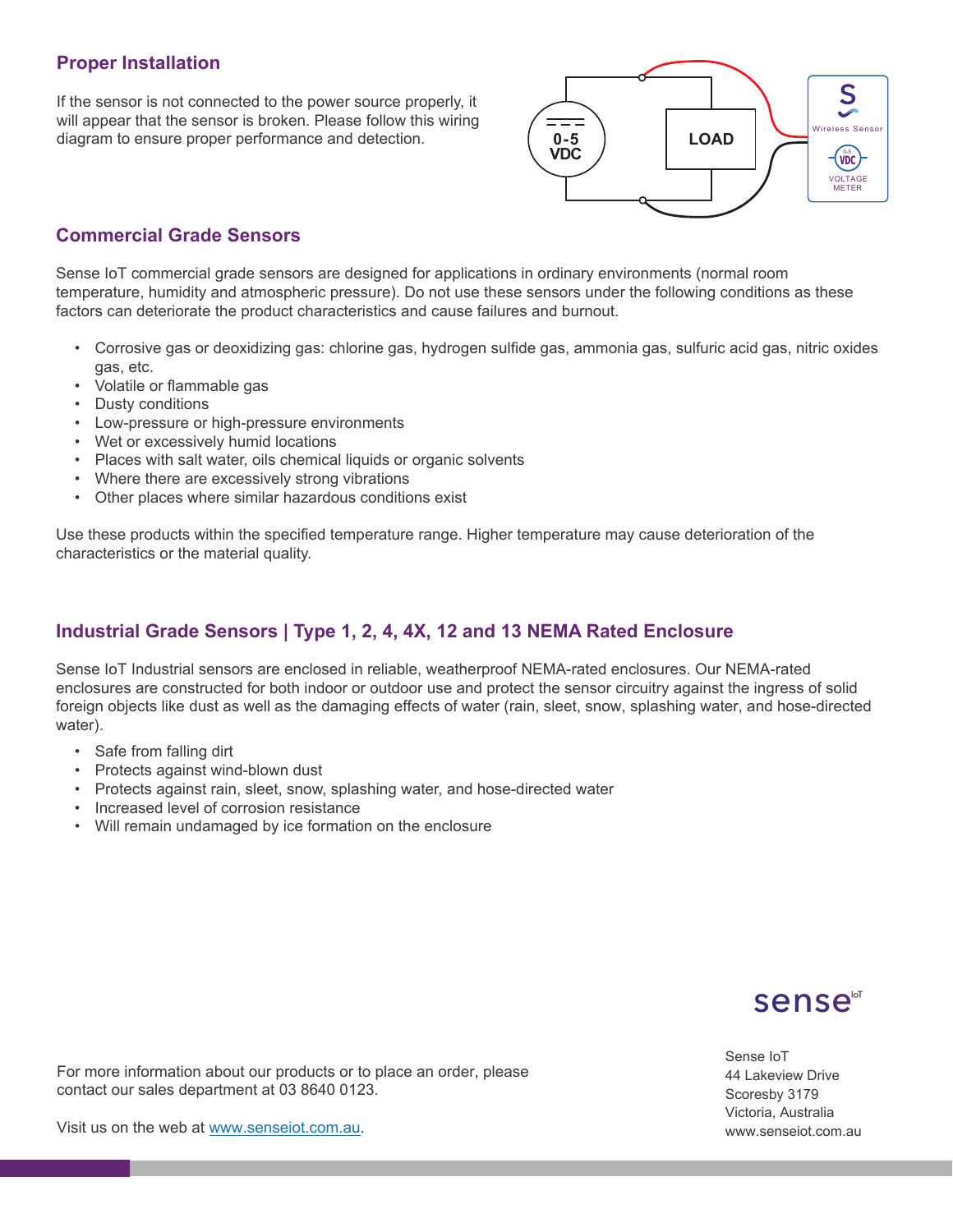## Proper Installation

If the sensor is not connected to the power source properly, it will appear that the sensor is broken. Please follow this wiring diagram to ensure proper performance and detection.

0-5
VDC

LOAD

Wireless Sensor

0-5
VDC

VOLTAGE
METER

## Commercial Grade Sensors

Sense IoT commercial grade sensors are designed for applications in ordinary environments (normal room temperature, humidity and atmospheric pressure). Do not use these sensors under the following conditions as these factors can deteriorate the product characteristics and cause failures and burnout.

- Corrosive gas or deoxidizing gas: chlorine gas, hydrogen sulfide gas, ammonia gas, sulfuric acid gas, nitric oxides gas, etc.
- Volatile or flammable gas
- Dusty conditions
- Low-pressure or high-pressure environments
- Wet or excessively humid locations
- Places with salt water, oils chemical liquids or organic solvents
- Where there are excessively strong vibrations
- Other places where similar hazardous conditions exist

Use these products within the specified temperature range. Higher temperature may cause deterioration of the characteristics or the material quality.

## Industrial Grade Sensors | Type 1, 2, 4, 4X, 12 and 13 NEMA Rated Enclosure

Sense IoT Industrial sensors are enclosed in reliable, weatherproof NEMA-rated enclosures. Our NEMA-rated enclosures are constructed for both indoor or outdoor use and protect the sensor circuitry against the ingress of solid foreign objects like dust as well as the damaging effects of water (rain, sleet, snow, splashing water, and hose-directed water).

- Safe from falling dirt
- Protects against wind-blown dust
- Protects against rain, sleet, snow, splashing water, and hose-directed water
- Increased level of corrosion resistance
- Will remain undamaged by ice formation on the enclosure

sense IoT

For more information about our products or to place an order, please contact our sales department at 03 8640 0123.

Visit us on the web at www.senseiot.com.au.

Sense IoT
44 Lakeview Drive
Scoresby 3179
Victoria, Australia
www.senseiot.com.au